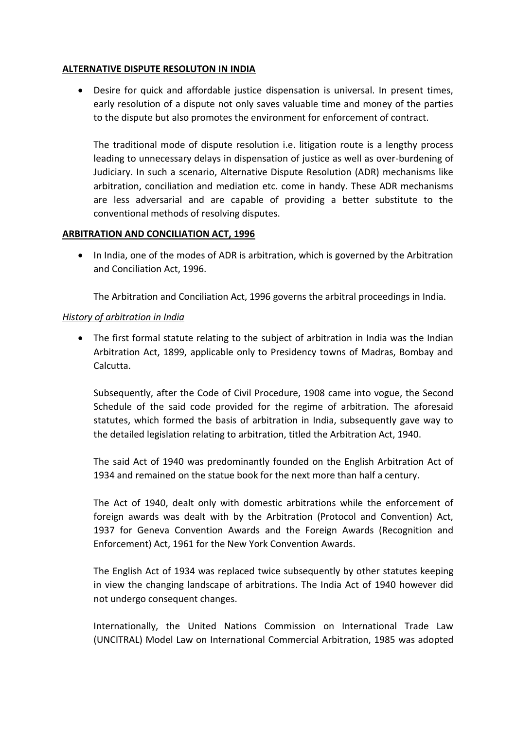**ALTERNATIVE DISPUTE RESOLUTON IN INDIA**

- Desire for quick and affordable justice dispensation is universal. In present times, early resolution of a dispute not only saves valuable time and money of the parties to the dispute but also promotes the environment for enforcement of contract.

  The traditional mode of dispute resolution i.e. litigation route is a lengthy process leading to unnecessary delays in dispensation of justice as well as over-burdening of Judiciary. In such a scenario, Alternative Dispute Resolution (ADR) mechanisms like arbitration, conciliation and mediation etc. come in handy. These ADR mechanisms are less adversarial and are capable of providing a better substitute to the conventional methods of resolving disputes.

**ARBITRATION AND CONCILIATION ACT, 1996**

- In India, one of the modes of ADR is arbitration, which is governed by the Arbitration and Conciliation Act, 1996.

  The Arbitration and Conciliation Act, 1996 governs the arbitral proceedings in India.

*History of arbitration in India*

- The first formal statute relating to the subject of arbitration in India was the Indian Arbitration Act, 1899, applicable only to Presidency towns of Madras, Bombay and Calcutta.

  Subsequently, after the Code of Civil Procedure, 1908 came into vogue, the Second Schedule of the said code provided for the regime of arbitration. The aforesaid statutes, which formed the basis of arbitration in India, subsequently gave way to the detailed legislation relating to arbitration, titled the Arbitration Act, 1940.

  The said Act of 1940 was predominantly founded on the English Arbitration Act of 1934 and remained on the statue book for the next more than half a century.

  The Act of 1940, dealt only with domestic arbitrations while the enforcement of foreign awards was dealt with by the Arbitration (Protocol and Convention) Act, 1937 for Geneva Convention Awards and the Foreign Awards (Recognition and Enforcement) Act, 1961 for the New York Convention Awards.

  The English Act of 1934 was replaced twice subsequently by other statutes keeping in view the changing landscape of arbitrations. The India Act of 1940 however did not undergo consequent changes.

  Internationally, the United Nations Commission on International Trade Law (UNCITRAL) Model Law on International Commercial Arbitration, 1985 was adopted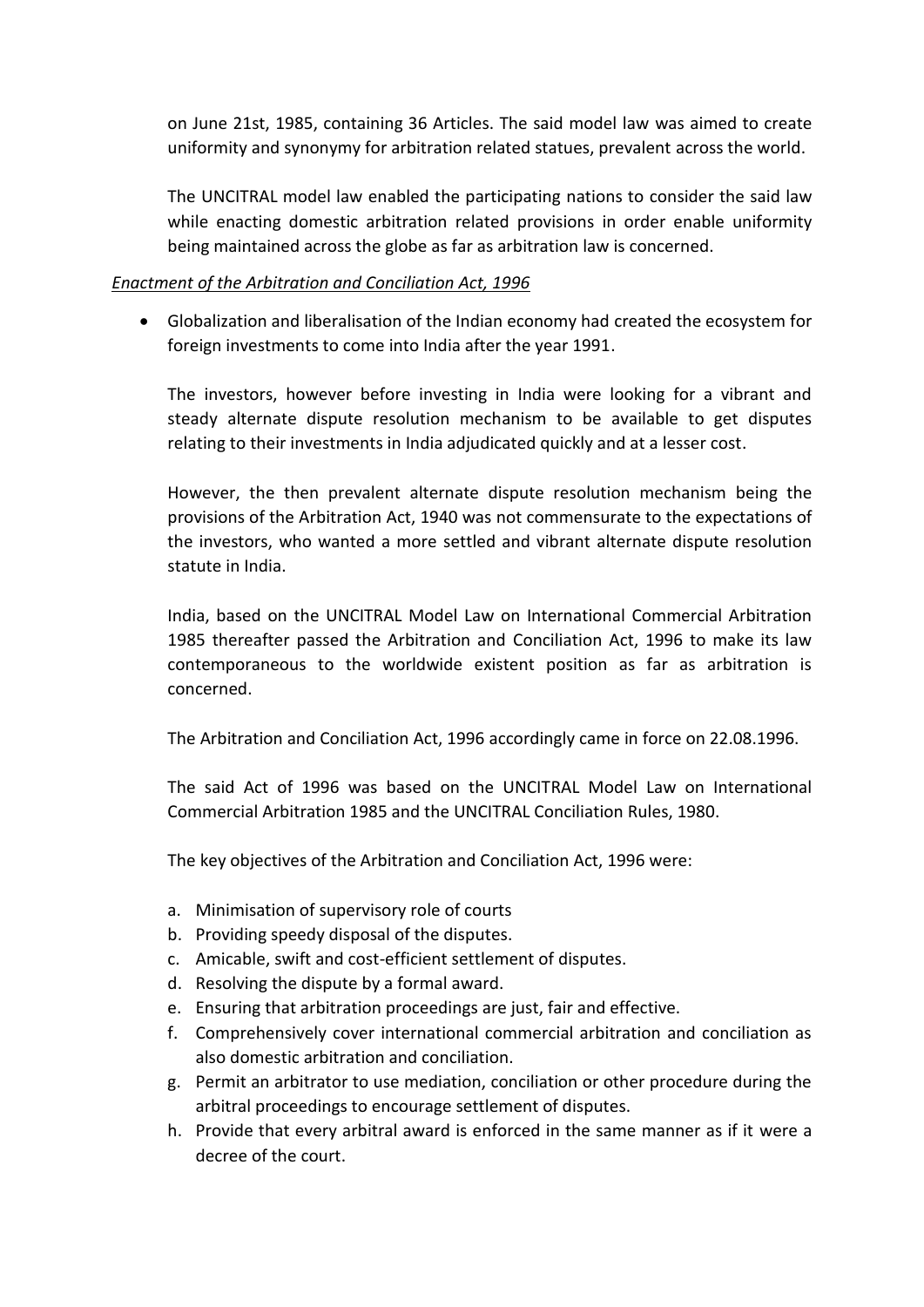on June 21st, 1985, containing 36 Articles. The said model law was aimed to create uniformity and synonymy for arbitration related statues, prevalent across the world.

The UNCITRAL model law enabled the participating nations to consider the said law while enacting domestic arbitration related provisions in order enable uniformity being maintained across the globe as far as arbitration law is concerned.

*<u>Enactment of the Arbitration and Conciliation Act, 1996</u>*

- Globalization and liberalisation of the Indian economy had created the ecosystem for foreign investments to come into India after the year 1991.

  The investors, however before investing in India were looking for a vibrant and steady alternate dispute resolution mechanism to be available to get disputes relating to their investments in India adjudicated quickly and at a lesser cost.

  However, the then prevalent alternate dispute resolution mechanism being the provisions of the Arbitration Act, 1940 was not commensurate to the expectations of the investors, who wanted a more settled and vibrant alternate dispute resolution statute in India.

  India, based on the UNCITRAL Model Law on International Commercial Arbitration 1985 thereafter passed the Arbitration and Conciliation Act, 1996 to make its law contemporaneous to the worldwide existent position as far as arbitration is concerned.

  The Arbitration and Conciliation Act, 1996 accordingly came in force on 22.08.1996.

  The said Act of 1996 was based on the UNCITRAL Model Law on International Commercial Arbitration 1985 and the UNCITRAL Conciliation Rules, 1980.

  The key objectives of the Arbitration and Conciliation Act, 1996 were:

  a. Minimisation of supervisory role of courts
  b. Providing speedy disposal of the disputes.
  c. Amicable, swift and cost-efficient settlement of disputes.
  d. Resolving the dispute by a formal award.
  e. Ensuring that arbitration proceedings are just, fair and effective.
  f. Comprehensively cover international commercial arbitration and conciliation as also domestic arbitration and conciliation.
  g. Permit an arbitrator to use mediation, conciliation or other procedure during the arbitral proceedings to encourage settlement of disputes.
  h. Provide that every arbitral award is enforced in the same manner as if it were a decree of the court.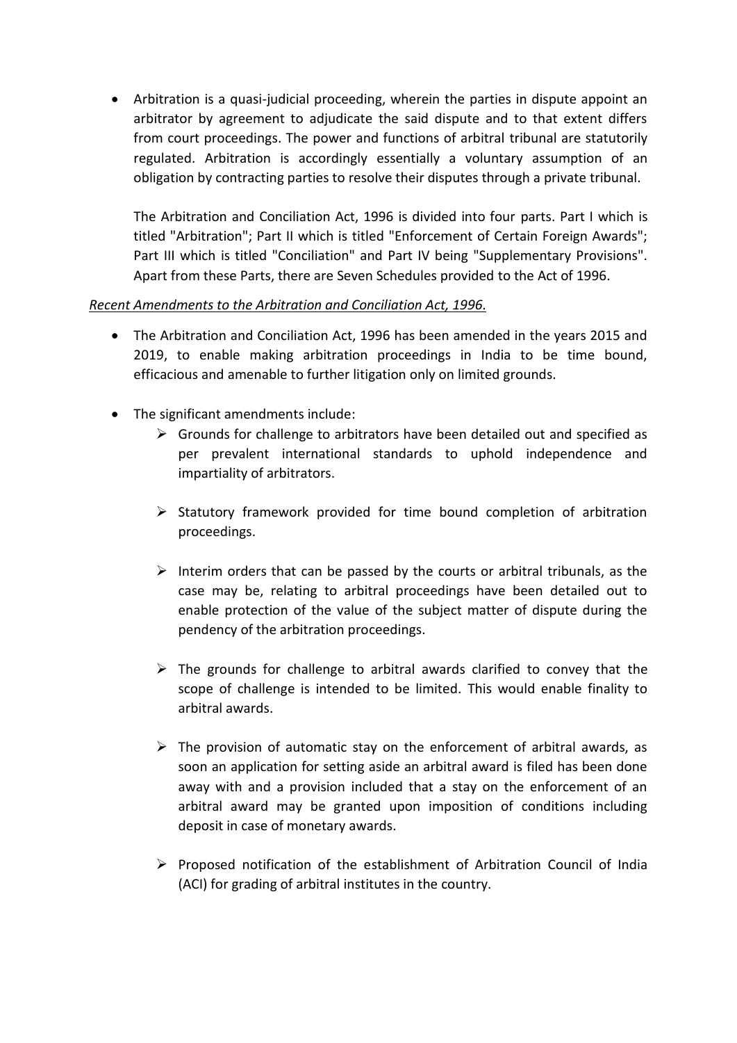- Arbitration is a quasi-judicial proceeding, wherein the parties in dispute appoint an arbitrator by agreement to adjudicate the said dispute and to that extent differs from court proceedings. The power and functions of arbitral tribunal are statutorily regulated. Arbitration is accordingly essentially a voluntary assumption of an obligation by contracting parties to resolve their disputes through a private tribunal.

  The Arbitration and Conciliation Act, 1996 is divided into four parts. Part I which is titled "Arbitration"; Part II which is titled "Enforcement of Certain Foreign Awards"; Part III which is titled "Conciliation" and Part IV being "Supplementary Provisions". Apart from these Parts, there are Seven Schedules provided to the Act of 1996.

*Recent Amendments to the Arbitration and Conciliation Act, 1996.*

- The Arbitration and Conciliation Act, 1996 has been amended in the years 2015 and 2019, to enable making arbitration proceedings in India to be time bound, efficacious and amenable to further litigation only on limited grounds.

- The significant amendments include:
  - Grounds for challenge to arbitrators have been detailed out and specified as per prevalent international standards to uphold independence and impartiality of arbitrators.

  - Statutory framework provided for time bound completion of arbitration proceedings.

  - Interim orders that can be passed by the courts or arbitral tribunals, as the case may be, relating to arbitral proceedings have been detailed out to enable protection of the value of the subject matter of dispute during the pendency of the arbitration proceedings.

  - The grounds for challenge to arbitral awards clarified to convey that the scope of challenge is intended to be limited. This would enable finality to arbitral awards.

  - The provision of automatic stay on the enforcement of arbitral awards, as soon an application for setting aside an arbitral award is filed has been done away with and a provision included that a stay on the enforcement of an arbitral award may be granted upon imposition of conditions including deposit in case of monetary awards.

  - Proposed notification of the establishment of Arbitration Council of India (ACI) for grading of arbitral institutes in the country.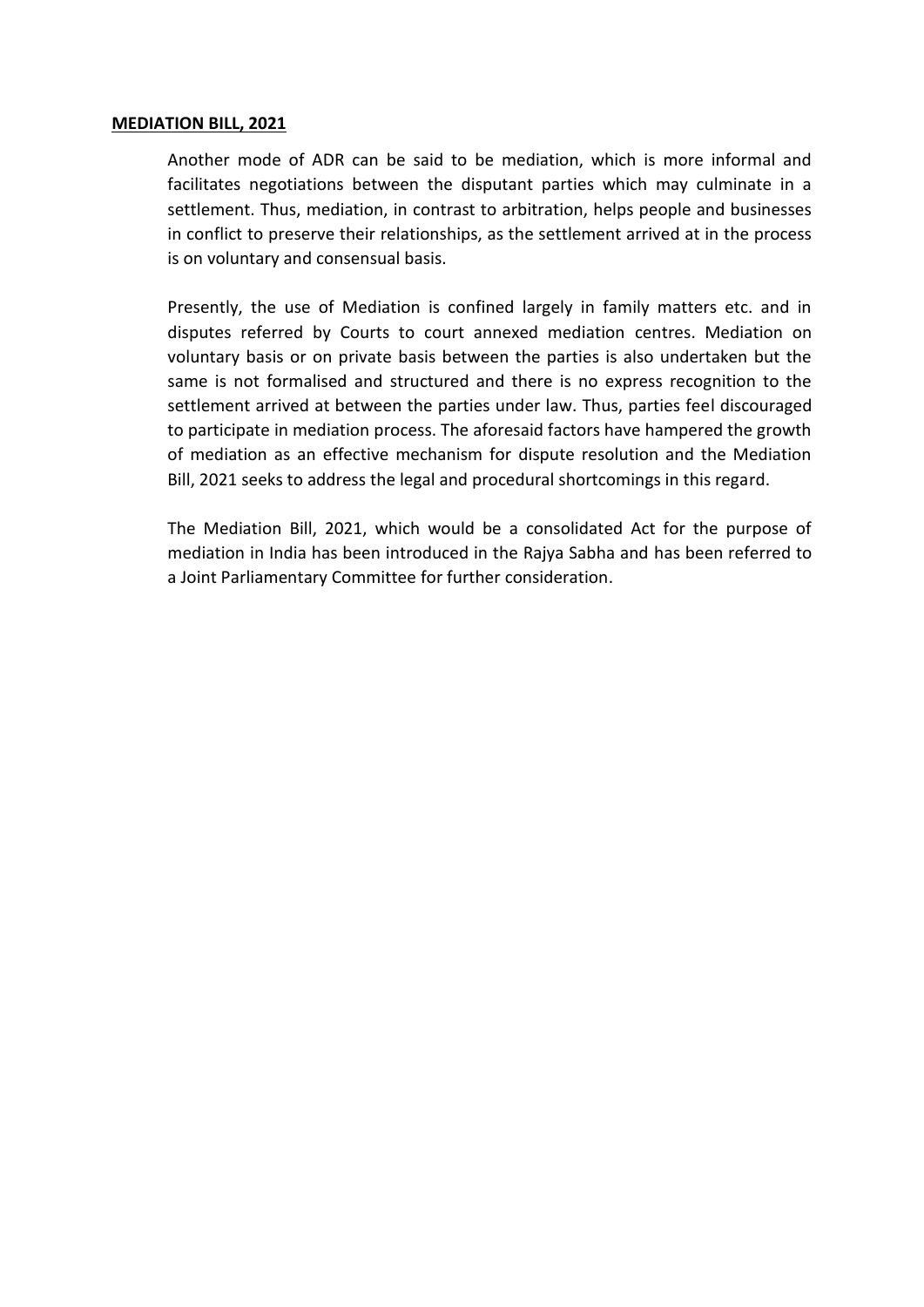**MEDIATION BILL, 2021**

Another mode of ADR can be said to be mediation, which is more informal and facilitates negotiations between the disputant parties which may culminate in a settlement. Thus, mediation, in contrast to arbitration, helps people and businesses in conflict to preserve their relationships, as the settlement arrived at in the process is on voluntary and consensual basis.

Presently, the use of Mediation is confined largely in family matters etc. and in disputes referred by Courts to court annexed mediation centres. Mediation on voluntary basis or on private basis between the parties is also undertaken but the same is not formalised and structured and there is no express recognition to the settlement arrived at between the parties under law. Thus, parties feel discouraged to participate in mediation process. The aforesaid factors have hampered the growth of mediation as an effective mechanism for dispute resolution and the Mediation Bill, 2021 seeks to address the legal and procedural shortcomings in this regard.

The Mediation Bill, 2021, which would be a consolidated Act for the purpose of mediation in India has been introduced in the Rajya Sabha and has been referred to a Joint Parliamentary Committee for further consideration.